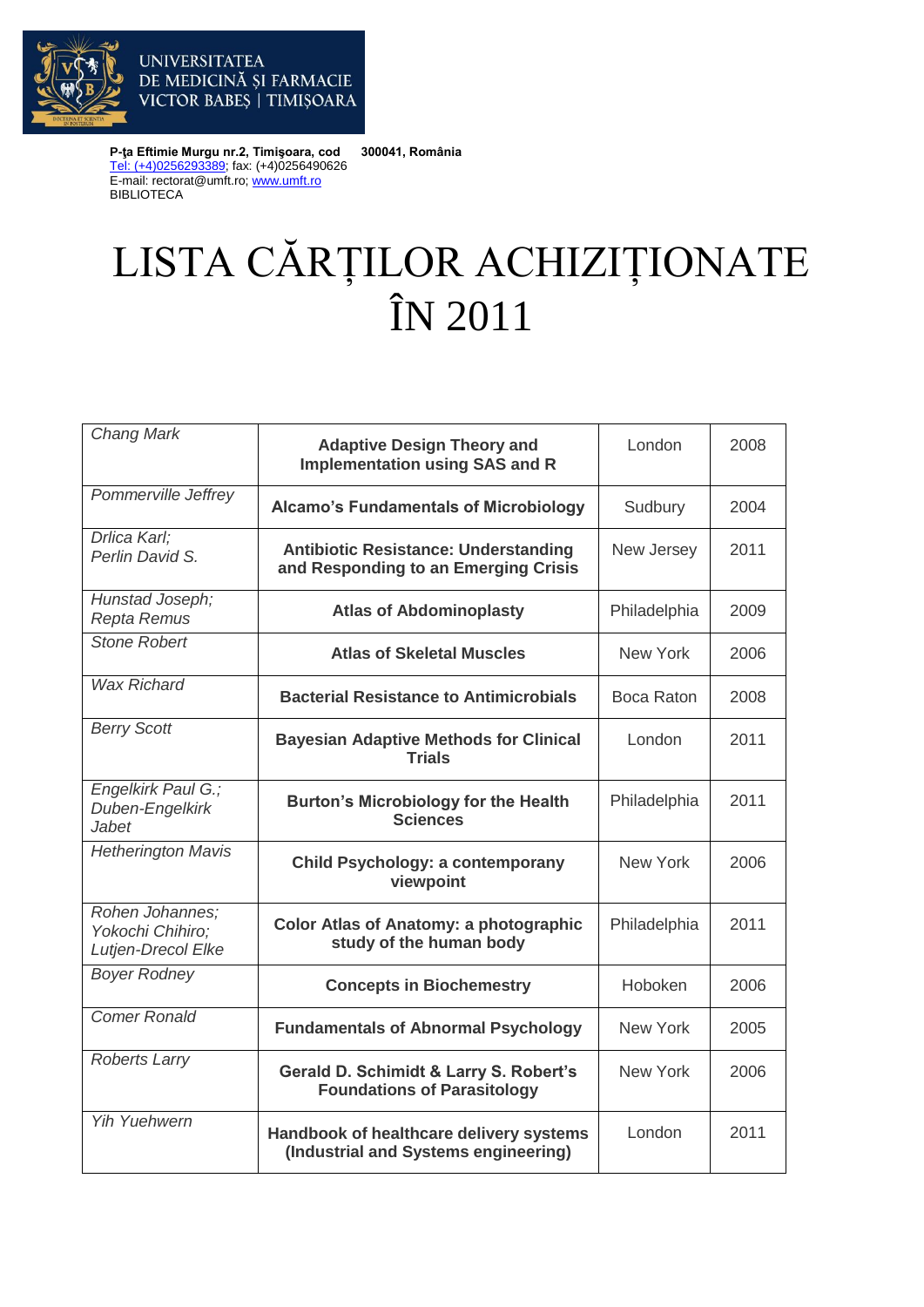UNIVERSITATEA DE MEDICINĂ ŞI FARMACIE VICTOR BABEŞ | TIMIŞOARA

**P-ţa Eftimie Murgu nr.2, Timişoara, cod 300041, România**
Tel: (+4)0256293389; fax: (+4)0256490626
E-mail: rectorat@umft.ro; www.umft.ro
BIBLIOTECA

# LISTA CĂRȚILOR ACHIZIȚIONATE ÎN 2011

| | | | |
|---|---|---|---|
| *Chang Mark* | **Adaptive Design Theory and Implementation using SAS and R** | London | 2008 |
| *Pommerville Jeffrey* | **Alcamo's Fundamentals of Microbiology** | Sudbury | 2004 |
| *Drlica Karl; Perlin David S.* | **Antibiotic Resistance: Understanding and Responding to an Emerging Crisis** | New Jersey | 2011 |
| *Hunstad Joseph; Repta Remus* | **Atlas of Abdominoplasty** | Philadelphia | 2009 |
| *Stone Robert* | **Atlas of Skeletal Muscles** | New York | 2006 |
| *Wax Richard* | **Bacterial Resistance to Antimicrobials** | Boca Raton | 2008 |
| *Berry Scott* | **Bayesian Adaptive Methods for Clinical Trials** | London | 2011 |
| *Engelkirk Paul G.; Duben-Engelkirk Jabet* | **Burton's Microbiology for the Health Sciences** | Philadelphia | 2011 |
| *Hetherington Mavis* | **Child Psychology: a contemporary viewpoint** | New York | 2006 |
| *Rohen Johannes; Yokochi Chihiro; Lutjen-Drecol Elke* | **Color Atlas of Anatomy: a photographic study of the human body** | Philadelphia | 2011 |
| *Boyer Rodney* | **Concepts in Biochemestry** | Hoboken | 2006 |
| *Comer Ronald* | **Fundamentals of Abnormal Psychology** | New York | 2005 |
| *Roberts Larry* | **Gerald D. Schimidt & Larry S. Robert's Foundations of Parasitology** | New York | 2006 |
| *Yih Yuehwern* | **Handbook of healthcare delivery systems (Industrial and Systems engineering)** | London | 2011 |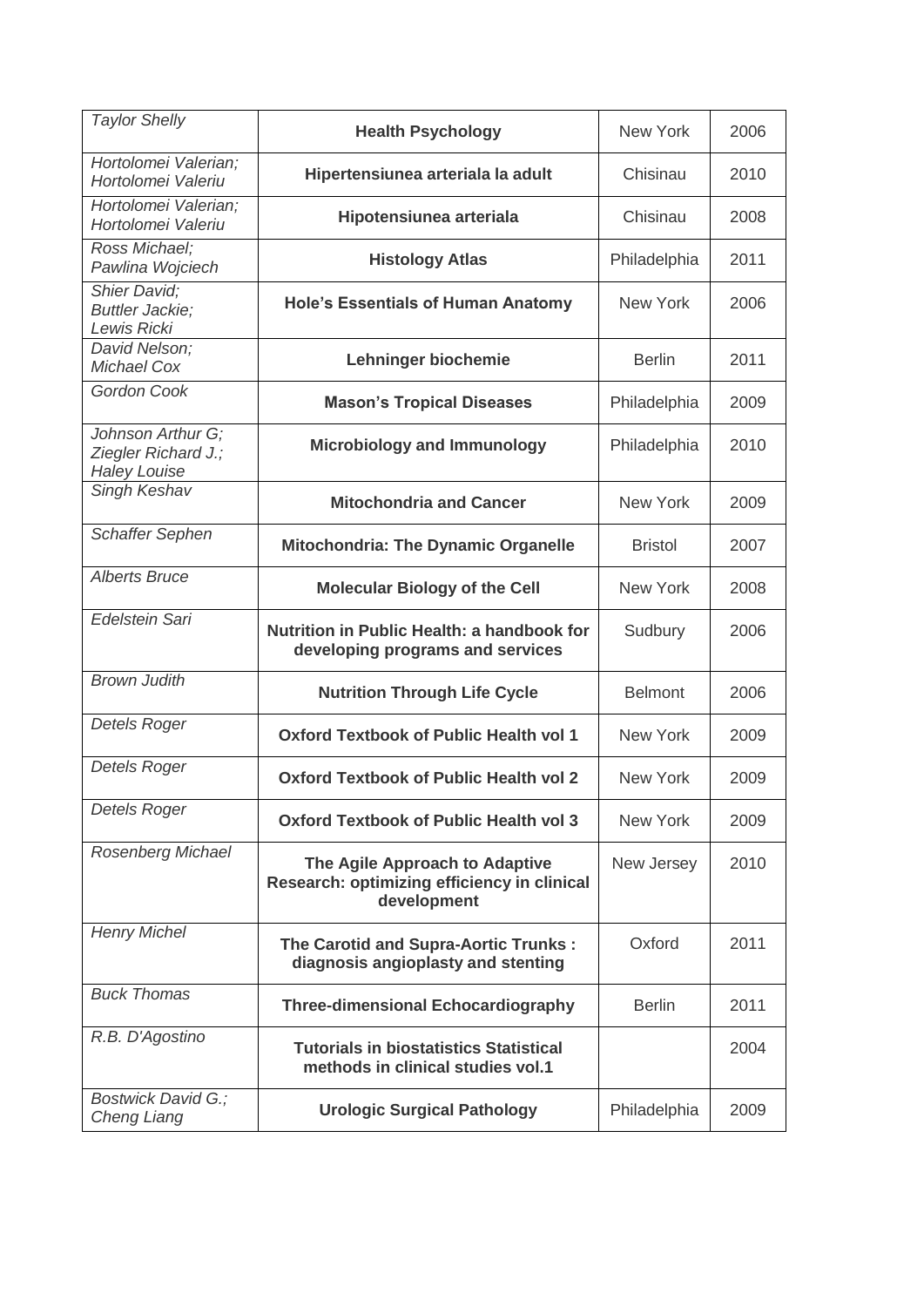| | | | |
|---|---|---|---|
| *Taylor Shelly* | **Health Psychology** | New York | 2006 |
| *Hortolomei Valerian; Hortolomei Valeriu* | **Hipertensiunea arteriala la adult** | Chisinau | 2010 |
| *Hortolomei Valerian; Hortolomei Valeriu* | **Hipotensiunea arteriala** | Chisinau | 2008 |
| *Ross Michael; Pawlina Wojciech* | **Histology Atlas** | Philadelphia | 2011 |
| *Shier David; Buttler Jackie; Lewis Ricki* | **Hole's Essentials of Human Anatomy** | New York | 2006 |
| *David Nelson; Michael Cox* | **Lehninger biochemie** | Berlin | 2011 |
| *Gordon Cook* | **Mason's Tropical Diseases** | Philadelphia | 2009 |
| *Johnson Arthur G; Ziegler Richard J.; Haley Louise* | **Microbiology and Immunology** | Philadelphia | 2010 |
| *Singh Keshav* | **Mitochondria and Cancer** | New York | 2009 |
| *Schaffer Sephen* | **Mitochondria: The Dynamic Organelle** | Bristol | 2007 |
| *Alberts Bruce* | **Molecular Biology of the Cell** | New York | 2008 |
| *Edelstein Sari* | **Nutrition in Public Health: a handbook for developing programs and services** | Sudbury | 2006 |
| *Brown Judith* | **Nutrition Through Life Cycle** | Belmont | 2006 |
| *Detels Roger* | **Oxford Textbook of Public Health vol 1** | New York | 2009 |
| *Detels Roger* | **Oxford Textbook of Public Health vol 2** | New York | 2009 |
| *Detels Roger* | **Oxford Textbook of Public Health vol 3** | New York | 2009 |
| *Rosenberg Michael* | **The Agile Approach to Adaptive Research: optimizing efficiency in clinical development** | New Jersey | 2010 |
| *Henry Michel* | **The Carotid and Supra-Aortic Trunks : diagnosis angioplasty and stenting** | Oxford | 2011 |
| *Buck Thomas* | **Three-dimensional Echocardiography** | Berlin | 2011 |
| *R.B. D'Agostino* | **Tutorials in biostatistics Statistical methods in clinical studies vol.1** | | 2004 |
| *Bostwick David G.; Cheng Liang* | **Urologic Surgical Pathology** | Philadelphia | 2009 |